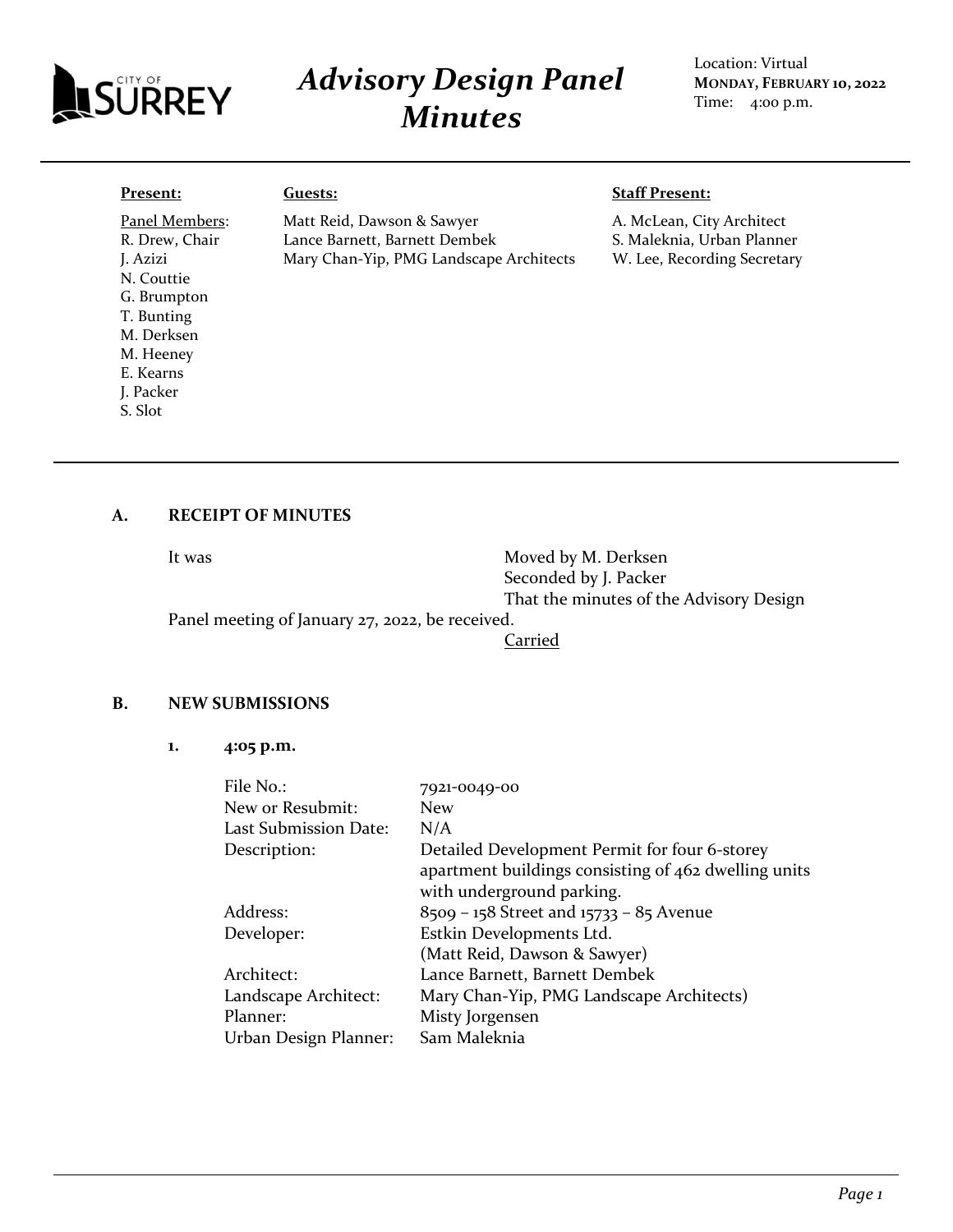# Advisory Design Panel Minutes

Location: Virtual
**MONDAY, FEBRUARY 10, 2022**
Time: 4:00 p.m.

**Present:**

Panel Members:
R. Drew, Chair
J. Azizi
N. Couttie
G. Brumpton
T. Bunting
M. Derksen
M. Heeney
E. Kearns
J. Packer
S. Slot

**Guests:**

Matt Reid, Dawson & Sawyer
Lance Barnett, Barnett Dembek
Mary Chan-Yip, PMG Landscape Architects

**Staff Present:**

A. McLean, City Architect
S. Maleknia, Urban Planner
W. Lee, Recording Secretary

## A. RECEIPT OF MINUTES

It was Moved by M. Derksen
Seconded by J. Packer
That the minutes of the Advisory Design Panel meeting of January 27, 2022, be received.

Carried

## B. NEW SUBMISSIONS

### 1. 4:05 p.m.

| | |
|---|---|
| File No.: | 7921-0049-00 |
| New or Resubmit: | New |
| Last Submission Date: | N/A |
| Description: | Detailed Development Permit for four 6-storey apartment buildings consisting of 462 dwelling units with underground parking. |
| Address: | 8509 – 158 Street and 15733 – 85 Avenue |
| Developer: | Estkin Developments Ltd. (Matt Reid, Dawson & Sawyer) |
| Architect: | Lance Barnett, Barnett Dembek |
| Landscape Architect: | Mary Chan-Yip, PMG Landscape Architects) |
| Planner: | Misty Jorgensen |
| Urban Design Planner: | Sam Maleknia |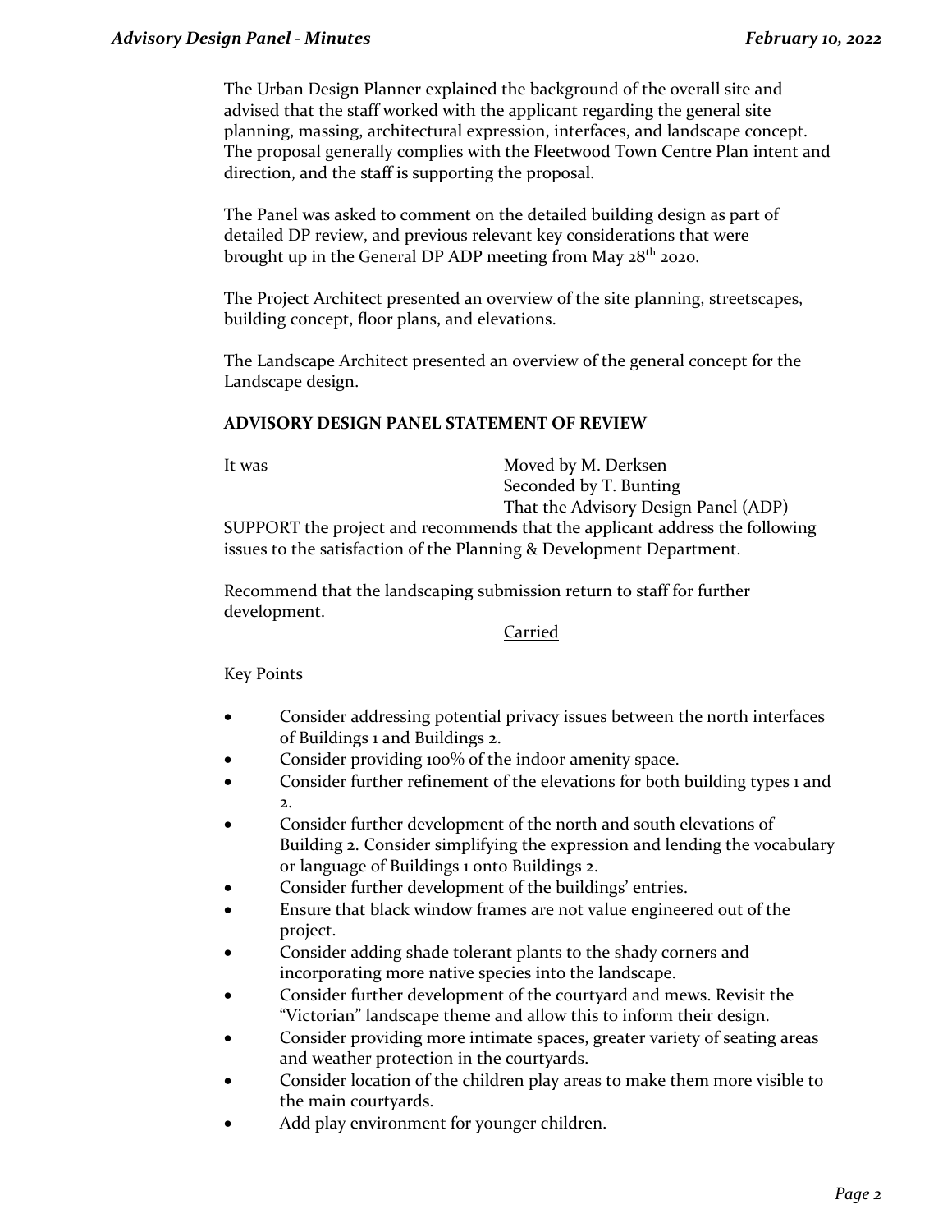The Urban Design Planner explained the background of the overall site and advised that the staff worked with the applicant regarding the general site planning, massing, architectural expression, interfaces, and landscape concept. The proposal generally complies with the Fleetwood Town Centre Plan intent and direction, and the staff is supporting the proposal.

The Panel was asked to comment on the detailed building design as part of detailed DP review, and previous relevant key considerations that were brought up in the General DP ADP meeting from May 28th 2020.

The Project Architect presented an overview of the site planning, streetscapes, building concept, floor plans, and elevations.

The Landscape Architect presented an overview of the general concept for the Landscape design.

**ADVISORY DESIGN PANEL STATEMENT OF REVIEW**

It was Moved by M. Derksen
Seconded by T. Bunting
That the Advisory Design Panel (ADP)
SUPPORT the project and recommends that the applicant address the following issues to the satisfaction of the Planning & Development Department.

Recommend that the landscaping submission return to staff for further development.

Carried

Key Points

- Consider addressing potential privacy issues between the north interfaces of Buildings 1 and Buildings 2.
- Consider providing 100% of the indoor amenity space.
- Consider further refinement of the elevations for both building types 1 and 2.
- Consider further development of the north and south elevations of Building 2. Consider simplifying the expression and lending the vocabulary or language of Buildings 1 onto Buildings 2.
- Consider further development of the buildings' entries.
- Ensure that black window frames are not value engineered out of the project.
- Consider adding shade tolerant plants to the shady corners and incorporating more native species into the landscape.
- Consider further development of the courtyard and mews. Revisit the "Victorian" landscape theme and allow this to inform their design.
- Consider providing more intimate spaces, greater variety of seating areas and weather protection in the courtyards.
- Consider location of the children play areas to make them more visible to the main courtyards.
- Add play environment for younger children.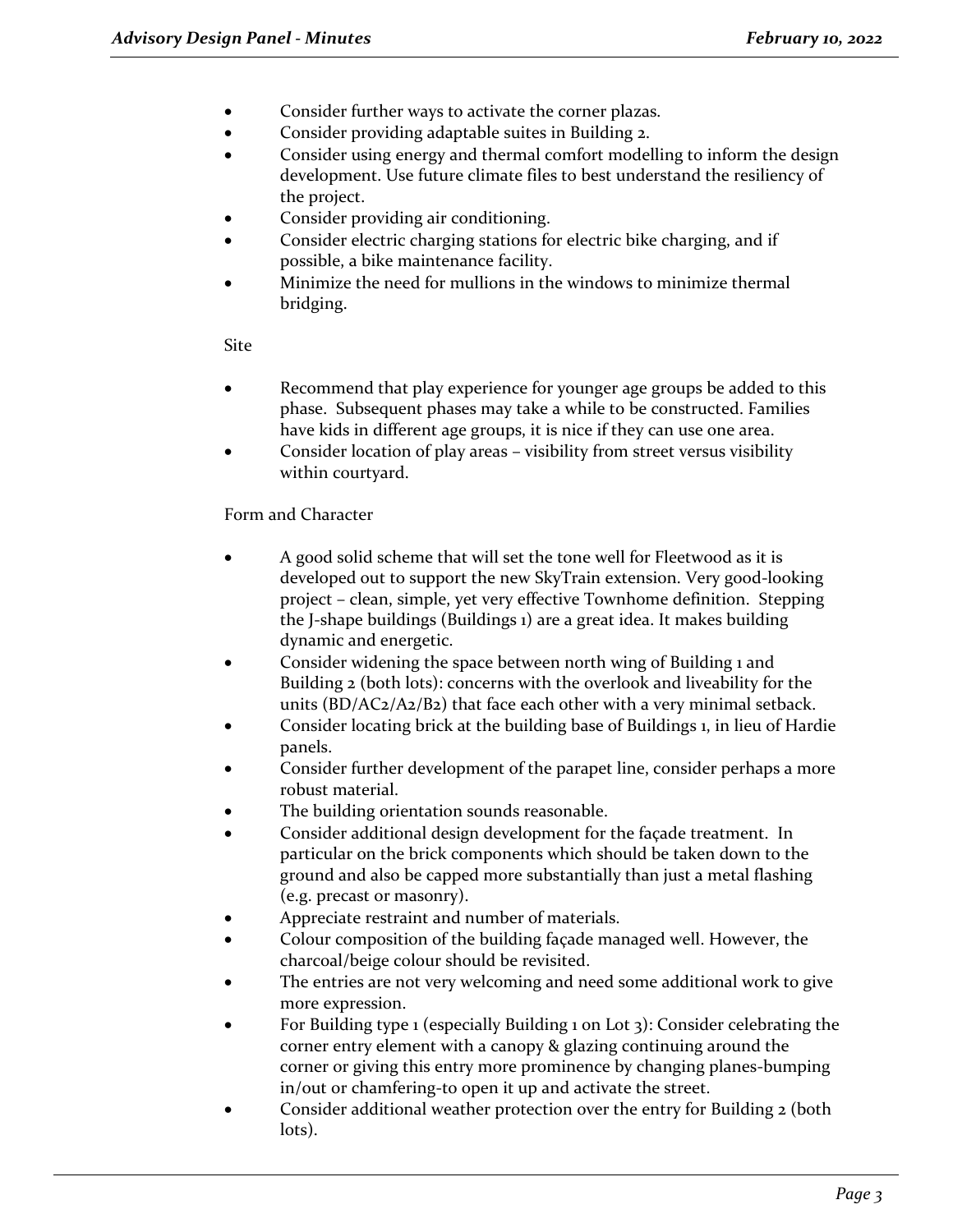- Consider further ways to activate the corner plazas.
- Consider providing adaptable suites in Building 2.
- Consider using energy and thermal comfort modelling to inform the design development. Use future climate files to best understand the resiliency of the project.
- Consider providing air conditioning.
- Consider electric charging stations for electric bike charging, and if possible, a bike maintenance facility.
- Minimize the need for mullions in the windows to minimize thermal bridging.

Site

- Recommend that play experience for younger age groups be added to this phase. Subsequent phases may take a while to be constructed. Families have kids in different age groups, it is nice if they can use one area.
- Consider location of play areas – visibility from street versus visibility within courtyard.

Form and Character

- A good solid scheme that will set the tone well for Fleetwood as it is developed out to support the new SkyTrain extension. Very good-looking project – clean, simple, yet very effective Townhome definition. Stepping the J-shape buildings (Buildings 1) are a great idea. It makes building dynamic and energetic.
- Consider widening the space between north wing of Building 1 and Building 2 (both lots): concerns with the overlook and liveability for the units (BD/AC2/A2/B2) that face each other with a very minimal setback.
- Consider locating brick at the building base of Buildings 1, in lieu of Hardie panels.
- Consider further development of the parapet line, consider perhaps a more robust material.
- The building orientation sounds reasonable.
- Consider additional design development for the façade treatment. In particular on the brick components which should be taken down to the ground and also be capped more substantially than just a metal flashing (e.g. precast or masonry).
- Appreciate restraint and number of materials.
- Colour composition of the building façade managed well. However, the charcoal/beige colour should be revisited.
- The entries are not very welcoming and need some additional work to give more expression.
- For Building type 1 (especially Building 1 on Lot 3): Consider celebrating the corner entry element with a canopy & glazing continuing around the corner or giving this entry more prominence by changing planes-bumping in/out or chamfering-to open it up and activate the street.
- Consider additional weather protection over the entry for Building 2 (both lots).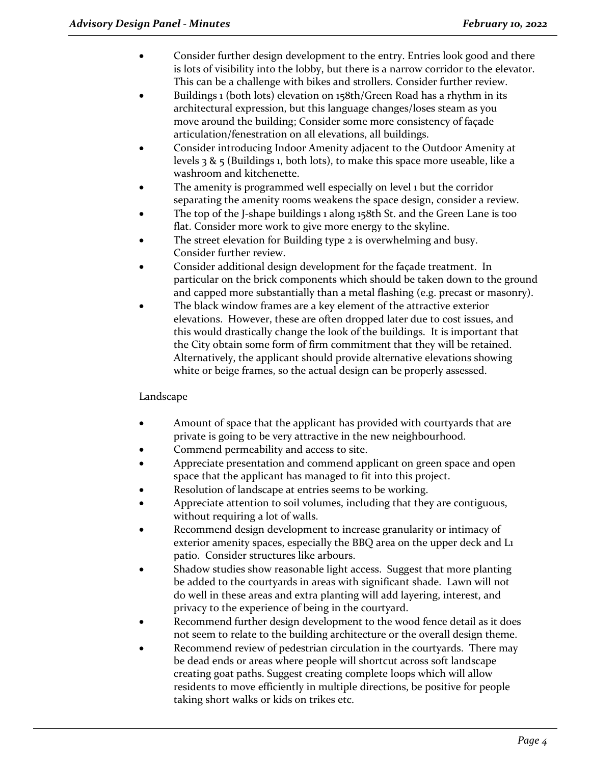- Consider further design development to the entry. Entries look good and there is lots of visibility into the lobby, but there is a narrow corridor to the elevator. This can be a challenge with bikes and strollers. Consider further review.
- Buildings 1 (both lots) elevation on 158th/Green Road has a rhythm in its architectural expression, but this language changes/loses steam as you move around the building; Consider some more consistency of façade articulation/fenestration on all elevations, all buildings.
- Consider introducing Indoor Amenity adjacent to the Outdoor Amenity at levels 3 & 5 (Buildings 1, both lots), to make this space more useable, like a washroom and kitchenette.
- The amenity is programmed well especially on level 1 but the corridor separating the amenity rooms weakens the space design, consider a review.
- The top of the J-shape buildings 1 along 158th St. and the Green Lane is too flat. Consider more work to give more energy to the skyline.
- The street elevation for Building type 2 is overwhelming and busy. Consider further review.
- Consider additional design development for the façade treatment. In particular on the brick components which should be taken down to the ground and capped more substantially than a metal flashing (e.g. precast or masonry).
- The black window frames are a key element of the attractive exterior elevations. However, these are often dropped later due to cost issues, and this would drastically change the look of the buildings. It is important that the City obtain some form of firm commitment that they will be retained. Alternatively, the applicant should provide alternative elevations showing white or beige frames, so the actual design can be properly assessed.

Landscape

- Amount of space that the applicant has provided with courtyards that are private is going to be very attractive in the new neighbourhood.
- Commend permeability and access to site.
- Appreciate presentation and commend applicant on green space and open space that the applicant has managed to fit into this project.
- Resolution of landscape at entries seems to be working.
- Appreciate attention to soil volumes, including that they are contiguous, without requiring a lot of walls.
- Recommend design development to increase granularity or intimacy of exterior amenity spaces, especially the BBQ area on the upper deck and L1 patio. Consider structures like arbours.
- Shadow studies show reasonable light access. Suggest that more planting be added to the courtyards in areas with significant shade. Lawn will not do well in these areas and extra planting will add layering, interest, and privacy to the experience of being in the courtyard.
- Recommend further design development to the wood fence detail as it does not seem to relate to the building architecture or the overall design theme.
- Recommend review of pedestrian circulation in the courtyards. There may be dead ends or areas where people will shortcut across soft landscape creating goat paths. Suggest creating complete loops which will allow residents to move efficiently in multiple directions, be positive for people taking short walks or kids on trikes etc.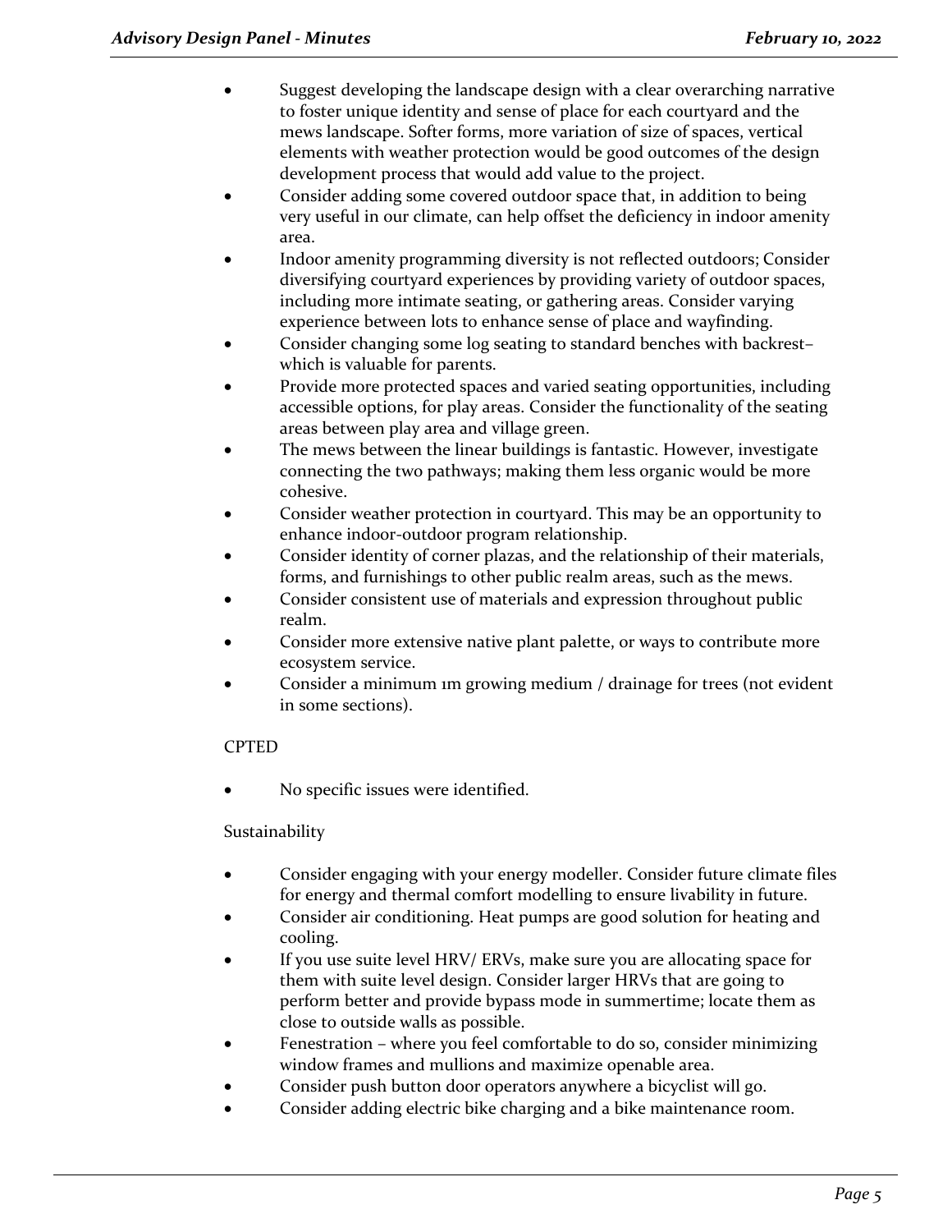- Suggest developing the landscape design with a clear overarching narrative to foster unique identity and sense of place for each courtyard and the mews landscape. Softer forms, more variation of size of spaces, vertical elements with weather protection would be good outcomes of the design development process that would add value to the project.
- Consider adding some covered outdoor space that, in addition to being very useful in our climate, can help offset the deficiency in indoor amenity area.
- Indoor amenity programming diversity is not reflected outdoors; Consider diversifying courtyard experiences by providing variety of outdoor spaces, including more intimate seating, or gathering areas. Consider varying experience between lots to enhance sense of place and wayfinding.
- Consider changing some log seating to standard benches with backrest– which is valuable for parents.
- Provide more protected spaces and varied seating opportunities, including accessible options, for play areas. Consider the functionality of the seating areas between play area and village green.
- The mews between the linear buildings is fantastic. However, investigate connecting the two pathways; making them less organic would be more cohesive.
- Consider weather protection in courtyard. This may be an opportunity to enhance indoor-outdoor program relationship.
- Consider identity of corner plazas, and the relationship of their materials, forms, and furnishings to other public realm areas, such as the mews.
- Consider consistent use of materials and expression throughout public realm.
- Consider more extensive native plant palette, or ways to contribute more ecosystem service.
- Consider a minimum 1m growing medium / drainage for trees (not evident in some sections).

CPTED

- No specific issues were identified.

Sustainability

- Consider engaging with your energy modeller. Consider future climate files for energy and thermal comfort modelling to ensure livability in future.
- Consider air conditioning. Heat pumps are good solution for heating and cooling.
- If you use suite level HRV/ ERVs, make sure you are allocating space for them with suite level design. Consider larger HRVs that are going to perform better and provide bypass mode in summertime; locate them as close to outside walls as possible.
- Fenestration – where you feel comfortable to do so, consider minimizing window frames and mullions and maximize openable area.
- Consider push button door operators anywhere a bicyclist will go.
- Consider adding electric bike charging and a bike maintenance room.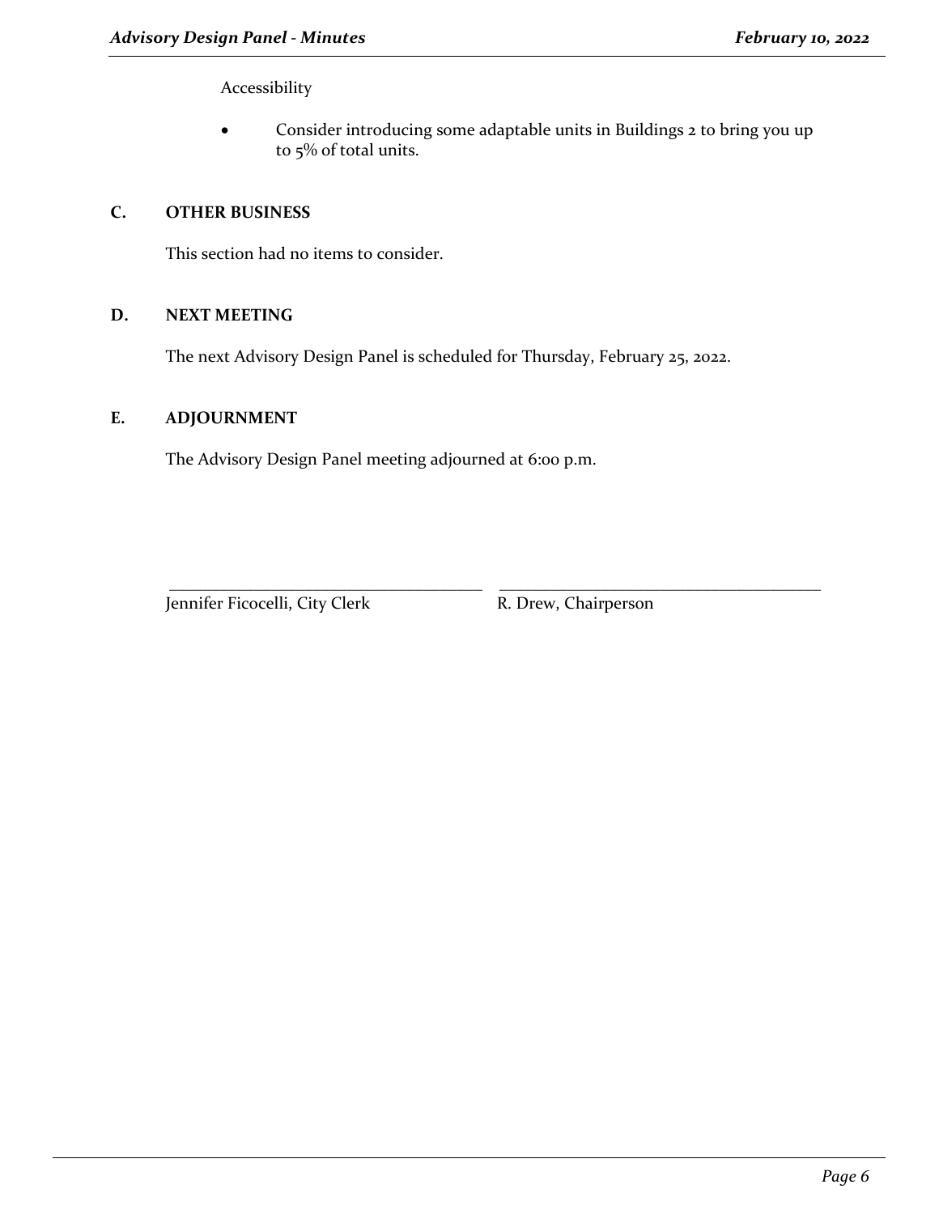Accessibility

- Consider introducing some adaptable units in Buildings 2 to bring you up to 5% of total units.

## C. OTHER BUSINESS

This section had no items to consider.

## D. NEXT MEETING

The next Advisory Design Panel is scheduled for Thursday, February 25, 2022.

## E. ADJOURNMENT

The Advisory Design Panel meeting adjourned at 6:00 p.m.

\_\_\_\_\_\_\_\_\_\_\_\_\_\_\_\_\_\_\_\_\_\_\_\_\_\_\_\_\_\_\_\_\_\_\_\_
Jennifer Ficocelli, City Clerk

\_\_\_\_\_\_\_\_\_\_\_\_\_\_\_\_\_\_\_\_\_\_\_\_\_\_\_\_\_\_\_\_\_\_\_\_
R. Drew, Chairperson